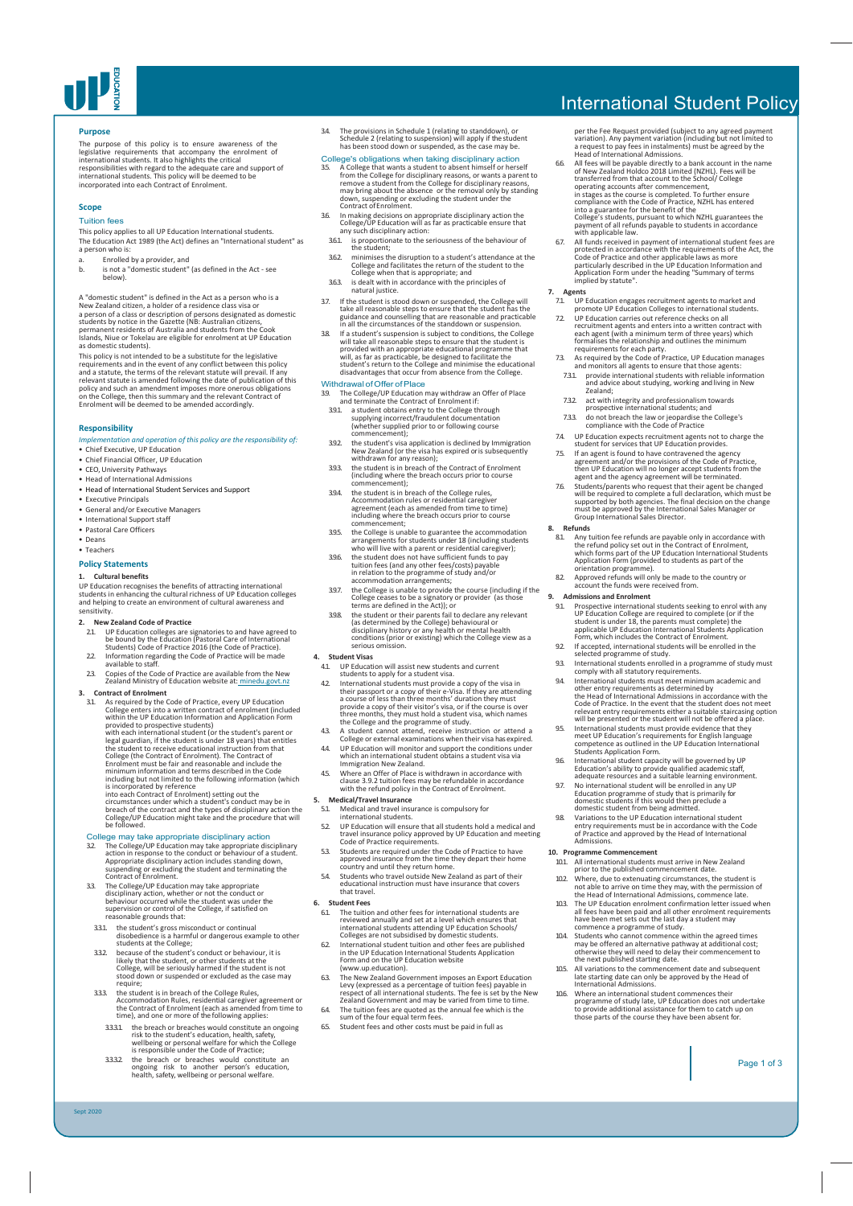# International Student Policy

## Purpose

The purpose of this policy is to ensure awareness of the legislative requirements that accompany the enrolment of international students. It also highlights the critical responsibilities with regard to the adequate care and support of international students. This policy will be deemed to be incorporated into each Contract of Enrolment.

## Scope

### Tuition fees

This policy applies to all UP Education International students.
The Education Act 1989 (the Act) defines an "International student" as a person who is:

a. Enrolled by a provider, and
b. is not a "domestic student" (as defined in the Act - see below).

A "domestic student" is defined in the Act as a person who is a New Zealand citizen, a holder of a residence class visa or a person of a class or description of persons designated as domestic students by notice in the Gazette (NB: Australian citizens, permanent residents of Australia and students from the Cook Islands, Niue or Tokelau are eligible for enrolment at UP Education as domestic students).

This policy is not intended to be a substitute for the legislative requirements and in the event of any conflict between this policy and a statute, the terms of the relevant statute will prevail. If any relevant statute is amended following the date of publication of this policy and such an amendment imposes more onerous obligations on the College, then this summary and the relevant Contract of Enrolment will be deemed to be amended accordingly.

## Responsibility

*Implementation and operation of this policy are the responsibility of:*

- Chief Executive, UP Education
- Chief Financial Officer, UP Education
- CEO, University Pathways
- Head of International Admissions
- Head of International Student Services and Support
- Executive Principals
- General and/or Executive Managers
- International Support staff
- Pastoral Care Officers
- Deans
- Teachers

## Policy Statements

### 1. Cultural benefits

UP Education recognises the benefits of attracting international students in enhancing the cultural richness of UP Education colleges and helping to create an environment of cultural awareness and sensitivity.

### 2. New Zealand Code of Practice

2.1. UP Education colleges are signatories to and have agreed to be bound by the Education (Pastoral Care of International Students) Code of Practice 2016 (the Code of Practice).

2.2. Information regarding the Code of Practice will be made available to staff.

2.3. Copies of the Code of Practice are available from the New Zealand Ministry of Education website at: minedu.govt.nz

### 3. Contract of Enrolment

3.1. As required by the Code of Practice, every UP Education College enters into a written contract of enrolment (included within the UP Education Information and Application Form provided to prospective students) with each international student (or the student's parent or legal guardian, if the student is under 18 years) that entitles the student to receive educational instruction from that College (the Contract of Enrolment). The Contract of Enrolment must be fair and reasonable and include the minimum information and terms described in the Code including but not limited to the following information (which is incorporated by reference into each Contract of Enrolment) setting out the circumstances under which a student's conduct may be in breach of the contract and the types of disciplinary action the College/UP Education might take and the procedure that will be followed.

#### College may take appropriate disciplinary action

3.2. The College/UP Education may take appropriate disciplinary action in response to the conduct or behaviour of a student. Appropriate disciplinary action includes standing down, suspending or excluding the student and terminating the Contract of Enrolment.

3.3. The College/UP Education may take appropriate disciplinary action, whether or not the conduct or behaviour occurred while the student was under the supervision or control of the College, if satisfied on reasonable grounds that:

3.3.1. the student's gross misconduct or continual disobedience is a harmful or dangerous example to other students at the College;

3.3.2. because of the student's conduct or behaviour, it is likely that the student, or other students at the College, will be seriously harmed if the student is not stood down or suspended or excluded as the case may require;

3.3.3. the student is in breach of the College Rules, Accommodation Rules, residential caregiver agreement or the Contract of Enrolment (each as amended from time to time), and one or more of the following applies:

3.3.3.1. the breach or breaches would constitute an ongoing risk to the student's education, health, safety, wellbeing or personal welfare for which the College is responsible under the Code of Practice;

3.3.3.2. the breach or breaches would constitute an ongoing risk to another person's education, health, safety, wellbeing or personal welfare.

3.4. The provisions in Schedule 1 (relating to standdown), or Schedule 2 (relating to suspension) will apply if the student has been stood down or suspended, as the case may be.

#### College's obligations when taking disciplinary action

3.5. A College that wants a student to absent himself or herself from the College for disciplinary reasons, or wants a parent to remove a student from the College for disciplinary reasons, may bring about the absence or the removal only by standing down, suspending or excluding the student under the Contract of Enrolment.

3.6. In making decisions on appropriate disciplinary action the College/UP Education will as far as practicable ensure that any such disciplinary action:

3.6.1. is proportionate to the seriousness of the behaviour of the student;

3.6.2. minimises the disruption to a student's attendance at the College and facilitates the return of the student to the College when that is appropriate; and

3.6.3. is dealt with in accordance with the principles of natural justice.

3.7. If the student is stood down or suspended, the College will take all reasonable steps to ensure that the student has the guidance and counselling that are reasonable and practicable in all the circumstances of the standdown or suspension.

3.8. If a student's suspension is subject to conditions, the College will take all reasonable steps to ensure that the student is provided with an appropriate educational programme that will, as far as is practicable, been designed to facilitate the student's return to the College and minimise the educational disadvantages that occur from absence from the College.

#### Withdrawal of Offer of Place

3.9. The College/UP Education may withdraw an Offer of Place and terminate the Contract of Enrolment if:

3.9.1. a student obtains entry to the College through supplying incorrect/fraudulent documentation (whether supplied prior to or following course commencement);

3.9.2. the student's visa application is declined by Immigration New Zealand (or the visa has expired or is subsequently withdrawn for any reason);

3.9.3. the student is in breach of the Contract of Enrolment (including where the breach occurs prior to course commencement);

3.9.4. the student is in breach of the College rules, Accommodation rules or residential caregiver agreement (each as amended from time to time) including where the breach occurs prior to course commencement;

3.9.5. the College is unable to guarantee the accommodation arrangements for students under 18 (including students who will live with a parent or residential caregiver);

3.9.6. the student does not have sufficient funds to pay tuition fees (and any other fees/costs) payable in relation to the programme of study and/or accommodation arrangements;

3.9.7. the College is unable to provide the course (including if the College ceases to be a signatory or provider (as those terms are defined in the Act)); or

3.9.8. the student or their parents fail to declare any relevant (as determined by the College) behavioural or disciplinary history or any health or mental health conditions (prior or existing) which the College view as a serious omission.

### 4. Student Visas

4.1. UP Education will assist new students and current students to apply for a student visa.

4.2. International students must provide a copy of the visa in their passport or a copy of their e-Visa. If they are attending a course of less than three months' duration they must provide a copy of their visitor's visa, or if the course is over three months, they must hold a student visa, which names the College and the programme of study.

4.3. A student cannot attend, receive instruction or attend a College or external examinations when their visa has expired.

4.4. UP Education will monitor and support the conditions under which an international student obtains a student visa via Immigration New Zealand.

4.5. Where an Offer of Place is withdrawn in accordance with clause 3.9.2 tuition fees may be refundable in accordance with the refund policy in the Contract of Enrolment.

### 5. Medical/Travel Insurance

5.1. Medical and travel insurance is compulsory for international students.

5.2. UP Education will ensure that all students hold a medical and travel insurance policy approved by UP Education and meeting Code of Practice requirements.

5.3. Students are required under the Code of Practice to have approved insurance from the time they depart their home country and until they return home.

5.4. Students who travel outside New Zealand as part of their educational instruction must have insurance that covers that travel.

### 6. Student Fees

6.1. The tuition and other fees for international students are reviewed annually and set at a level which ensures that international students attending UP Education Schools/ Colleges are not subsidised by domestic students.

6.2. International student tuition and other fees are published in the UP Education International Students Application Form and on the UP Education website (www.up.education).

6.3. The New Zealand Government imposes an Export Education Levy (expressed as a percentage of tuition fees) payable in respect of all international students. The fee is set by the New Zealand Government and may be varied from time to time.

6.4. The tuition fees are quoted as the annual fee which is the sum of the four equal term fees.

6.5. Student fees and other costs must be paid in full as per the Fee Request provided (subject to any agreed payment variation). Any payment variation (including but not limited to a request to pay fees in instalments) must be agreed by the Head of International Admissions.

6.6. All fees will be payable directly to a bank account in the name of New Zealand Holdco 2018 Limited (NZHL). Fees will be transferred from that account to the School/ College operating accounts after commencement, in stages as the course is completed. To further ensure compliance with the Code of Practice, NZHL has entered into a guarantee for the benefit of the College's students, pursuant to which NZHL guarantees the payment of all refunds payable to students in accordance with applicable law.

6.7. All funds received in payment of international student fees are protected in accordance with the requirements of the Act, the Code of Practice and other applicable laws as more particularly described in the UP Education Information and Application Form under the heading "Summary of terms implied by statute".

### 7. Agents

7.1. UP Education engages recruitment agents to market and promote UP Education Colleges to international students.

7.2. UP Education carries out reference checks on all recruitment agents and enters into a written contract with each agent (with a minimum term of three years) which formalises the relationship and outlines the minimum requirements for each party.

7.3. As required by the Code of Practice, UP Education manages and monitors all agents to ensure that those agents:

7.3.1. provide international students with reliable information and advice about studying, working and living in New Zealand;

7.3.2. act with integrity and professionalism towards prospective international students; and

7.3.3. do not breach the law or jeopardise the College's compliance with the Code of Practice

7.4. UP Education expects recruitment agents not to charge the student for services that UP Education provides.

7.5. If an agent is found to have contravened the agency agreement and/or the provisions of the Code of Practice, then UP Education will no longer accept students from the agent and the agency agreement will be terminated.

7.6. Students/parents who request that their agent be changed will be required to complete a full declaration, which must be supported by both agencies. The final decision on the change must be approved by the International Sales Manager or Group International Sales Director.

### 8. Refunds

8.1. Any tuition fee refunds are payable only in accordance with the refund policy set out in the Contract of Enrolment, which forms part of the UP Education International Students Application Form (provided to students as part of the orientation programme).

8.2. Approved refunds will only be made to the country or account the funds were received from.

### 9. Admissions and Enrolment

9.1. Prospective international students seeking to enrol with any UP Education College are required to complete (or if the student is under 18, the parents must complete) the applicable UP Education International Students Application Form, which includes the Contract of Enrolment.

9.2. If accepted, international students will be enrolled in the selected programme of study.

9.3. International students enrolled in a programme of study must comply with all statutory requirements.

9.4. International students must meet minimum academic and other entry requirements as determined by the Head of International Admissions in accordance with the Code of Practice. In the event that the student does not meet relevant entry requirements either a suitable staircasing option will be presented or the student will not be offered a place.

9.5. International students must provide evidence that they meet UP Education's requirements for English language competence as outlined in the UP Education International Students Application Form.

9.6. International student capacity will be governed by UP Education's ability to provide qualified academic staff, adequate resources and a suitable learning environment.

9.7. No international student will be enrolled in any UP Education programme of study that is primarily for domestic students if this would then preclude a domestic student from being admitted.

9.8. Variations to the UP Education international student entry requirements must be in accordance with the Code of Practice and approved by the Head of International Admissions.

### 10. Programme Commencement

10.1. All international students must arrive in New Zealand prior to the published commencement date.

10.2. Where, due to extenuating circumstances, the student is not able to arrive on time they may, with the permission of the Head of International Admissions, commence late.

10.3. The UP Education enrolment confirmation letter issued when all fees have been paid and all other enrolment requirements have been met sets out the last day a student may commence a programme of study.

10.4. Students who cannot commence within the agreed times may be offered an alternative pathway at additional cost; otherwise they will need to delay their commencement to the next published starting date.

10.5. All variations to the commencement date and subsequent late starting date can only be approved by the Head of International Admissions.

10.6. Where an international student commences their programme of study late, UP Education does not undertake to provide additional assistance for them to catch up on those parts of the course they have been absent for.

Sept 2020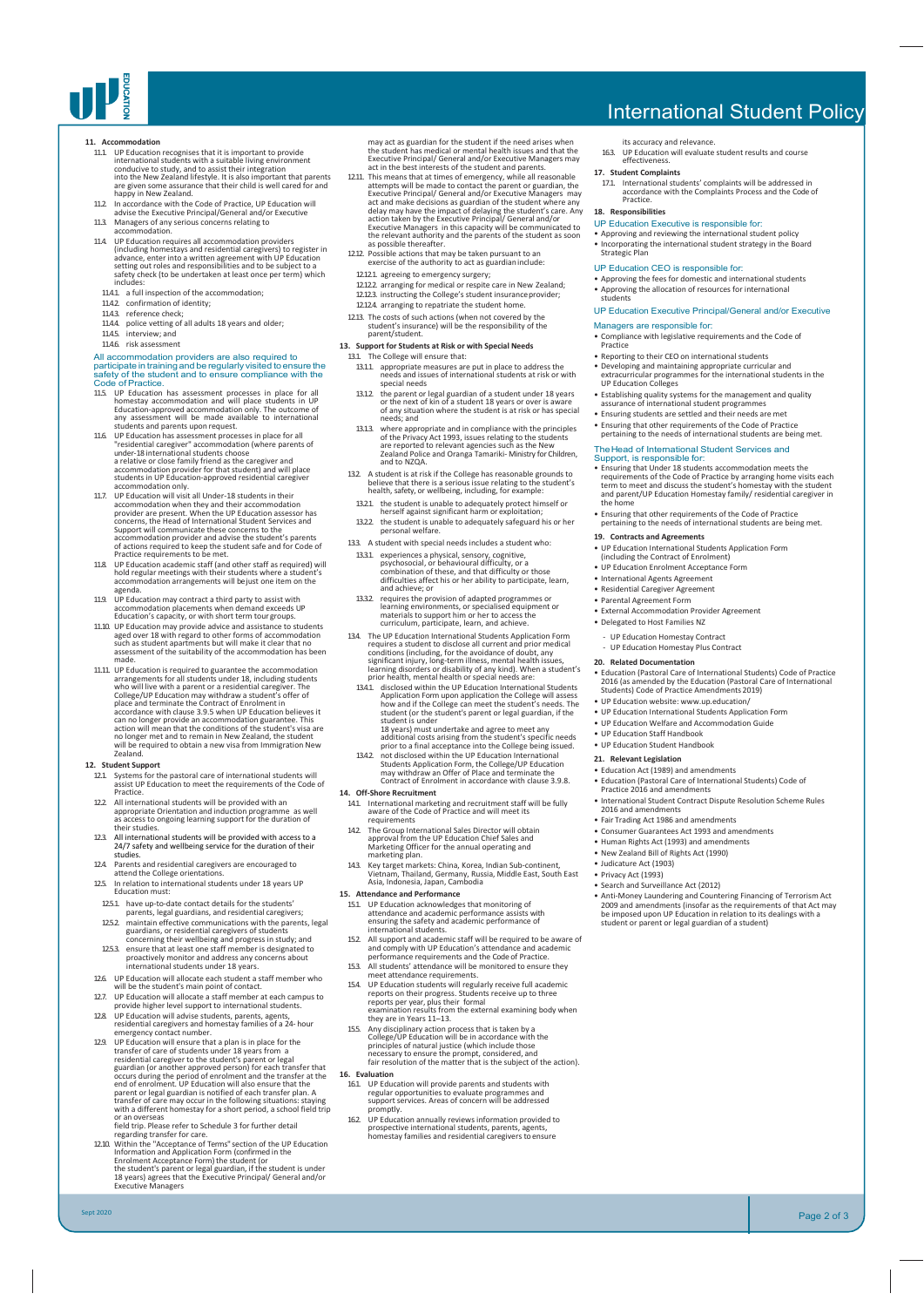## 11. Accommodation

11.1. UP Education recognises that it is important to provide international students with a suitable living environment conducive to study, and to assist their integration into the New Zealand lifestyle. It is also important that parents are given some assurance that their child is well cared for and happy in New Zealand.

11.2. In accordance with the Code of Practice, UP Education will advise the Executive Principal/General and/or Executive

11.3. Managers of any serious concerns relating to accommodation.

11.4. UP Education requires all accommodation providers (including homestays and residential caregivers) to register in advance, enter into a written agreement with UP Education setting out roles and responsibilities and to be subject to a safety check (to be undertaken at least once per term) which includes:

- 11.4.1. a full inspection of the accommodation;
- 11.4.2. confirmation of identity;
- 11.4.3. reference check;
- 11.4.4. police vetting of all adults 18 years and older;
- 11.4.5. interview; and
- 11.4.6. risk assessment

All accommodation providers are also required to participate in training and be regularly visited to ensure the safety of the student and to ensure compliance with the Code of Practice.

11.5. UP Education has assessment processes in place for all homestay accommodation and will place students in UP Education-approved accommodation only. The outcome of any assessment will be made available to international students and parents upon request.

11.6. UP Education has assessment processes in place for all "residential caregiver" accommodation (where parents of under-18 international students choose a relative or close family friend as the caregiver and accommodation provider for that student) and will place students in UP Education-approved residential caregiver accommodation only.

11.7. UP Education will visit all Under-18 students in their accommodation when they and their accommodation provider are present. When the UP Education assessor has concerns, the Head of International Student Services and Support will communicate these concerns to the accommodation provider and advise the student's parents of actions required to keep the student safe and for Code of Practice requirements to be met.

11.8. UP Education academic staff (and other staff as required) will hold regular meetings with their students where a student's accommodation arrangements will be just one item on the agenda.

11.9. UP Education may contract a third party to assist with accommodation placements when demand exceeds UP Education's capacity, or with short term tour groups.

11.10. UP Education may provide advice and assistance to students aged over 18 with regard to other forms of accommodation such as student apartments but will make it clear that no assessment of the suitability of the accommodation has been made.

11.11. UP Education is required to guarantee the accommodation arrangements for all students under 18, including students who will live with a parent or a residential caregiver. The College/UP Education may withdraw a student's offer of place and terminate the Contract of Enrolment in accordance with clause 3.9.5 when UP Education believes it can no longer provide an accommodation guarantee. This action will mean that the conditions of the student's visa are no longer met and to remain in New Zealand, the student will be required to obtain a new visa from Immigration New Zealand.

## 12. Student Support

12.1. Systems for the pastoral care of international students will assist UP Education to meet the requirements of the Code of Practice.

12.2. All international students will be provided with an appropriate Orientation and induction programme as well as access to ongoing learning support for the duration of their studies.

12.3. All international students will be provided with access to a 24/7 safety and wellbeing service for the duration of their studies.

12.4. Parents and residential caregivers are encouraged to attend the College orientations.

12.5. In relation to international students under 18 years UP Education must:

- 12.5.1. have up-to-date contact details for the students' parents, legal guardians, and residential caregivers;
- 12.5.2. maintain effective communications with the parents, legal guardians, or residential caregivers of students concerning their wellbeing and progress in study; and
- 12.5.3. ensure that at least one staff member is designated to proactively monitor and address any concerns about international students under 18 years.

12.6. UP Education will allocate each student a staff member who will be the student's main point of contact.

12.7. UP Education will allocate a staff member at each campus to provide higher level support to international students.

12.8. UP Education will advise students, parents, agents, residential caregivers and homestay families of a 24- hour emergency contact number.

12.9. UP Education will ensure that a plan is in place for the transfer of care of students under 18 years from a residential caregiver to the student's parent or legal guardian (or another approved person) for each transfer that occurs during the period of enrolment and the transfer at the end of enrolment. UP Education will also ensure that the parent or legal guardian is notified of each transfer plan. A transfer of care may occur in the following situations: staying with a different homestay for a short period, a school field trip or an overseas field trip. Please refer to Schedule 3 for further detail regarding transfer for care.

12.10. Within the "Acceptance of Terms" section of the UP Education Information and Application Form (confirmed in the Enrolment Acceptance Form) the student (or the student's parent or legal guardian, if the student is under 18 years) agrees that the Executive Principal/ General and/or Executive Managers may act as guardian for the student if the need arises when the student has medical or mental health issues and that the Executive Principal/ General and/or Executive Managers may act in the best interests of the student and parents.

12.11. This means that at times of emergency, while all reasonable attempts will be made to contact the parent or guardian, the Executive Principal/ General and/or Executive Managers may act and make decisions as guardian of the student where any delay may have the impact of delaying the student's care. Any action taken by the Executive Principal/ General and/or Executive Managers in this capacity will be communicated to the relevant authority and the parents of the student as soon as possible thereafter.

12.12. Possible actions that may be taken pursuant to an exercise of the authority to act as guardian include:

- 12.12.1. agreeing to emergency surgery;
- 12.12.2. arranging for medical or respite care in New Zealand;
- 12.12.3. instructing the College's student insurance provider;
- 12.12.4. arranging to repatriate the student home.

12.13. The costs of such actions (when not covered by the student's insurance) will be the responsibility of the parent/student.

## 13. Support for Students at Risk or with Special Needs

13.1. The College will ensure that:

- 13.1.1. appropriate measures are put in place to address the needs and issues of international students at risk or with special needs
- 13.1.2. the parent or legal guardian of a student under 18 years or the next of kin of a student 18 years or over is aware of any situation where the student is at risk or has special needs; and
- 13.1.3. where appropriate and in compliance with the principles of the Privacy Act 1993, issues relating to the students are reported to relevant agencies such as the New Zealand Police and Oranga Tamariki- Ministry for Children, and to NZQA.

13.2. A student is at risk if the College has reasonable grounds to believe that there is a serious issue relating to the student's health, safety, or wellbeing, including, for example:

- 13.2.1. the student is unable to adequately protect himself or herself against significant harm or exploitation;
- 13.2.2. the student is unable to adequately safeguard his or her personal welfare.

13.3. A student with special needs includes a student who:

- 13.3.1. experiences a physical, sensory, cognitive, psychosocial, or behavioural difficulty, or a combination of these, and that difficulty or those difficulties affect his or her ability to participate, learn, and achieve; or
- 13.3.2. requires the provision of adapted programmes or learning environments, or specialised equipment or materials to support him or her to access the curriculum, participate, learn, and achieve.

13.4. The UP Education International Students Application Form requires a student to disclose all current and prior medical conditions (including, for the avoidance of doubt, any significant injury, long-term illness, mental health issues, learning disorders or disability of any kind). When a student's prior health, mental health or special needs are:

- 13.4.1. disclosed within the UP Education International Students Application Form upon application the College will assess how and if the College can meet the student's needs. The student (or the student's parent or legal guardian, if the student is under 18 years) must undertake and agree to meet any additional costs arising from the student's specific needs prior to a final acceptance into the College being issued.
- 13.4.2. not disclosed within the UP Education International Students Application Form, the College/UP Education may withdraw an Offer of Place and terminate the Contract of Enrolment in accordance with clause 3.9.8.

## 14. Off-Shore Recruitment

14.1. International marketing and recruitment staff will be fully aware of the Code of Practice and will meet its requirements

14.2. The Group International Sales Director will obtain approval from the UP Education Chief Sales and Marketing Officer for the annual operating and marketing plan.

14.3. Key target markets: China, Korea, Indian Sub-continent, Vietnam, Thailand, Germany, Russia, Middle East, South East Asia, Indonesia, Japan, Cambodia

## 15. Attendance and Performance

15.1. UP Education acknowledges that monitoring of attendance and academic performance assists with ensuring the safety and academic performance of international students.

15.2. All support and academic staff will be required to be aware of and comply with UP Education's attendance and academic performance requirements and the Code of Practice.

15.3. All students' attendance will be monitored to ensure they meet attendance requirements.

15.4. UP Education students will regularly receive full academic reports on their progress. Students receive up to three reports per year, plus their formal examination results from the external examining body when they are in Years 11–13.

15.5. Any disciplinary action process that is taken by a College/UP Education will be in accordance with the principles of natural justice (which include those necessary to ensure the prompt, considered, and fair resolution of the matter that is the subject of the action).

## 16. Evaluation

16.1. UP Education will provide parents and students with regular opportunities to evaluate programmes and support services. Areas of concern will be addressed promptly.

16.2. UP Education annually reviews information provided to prospective international students, parents, agents, homestay families and residential caregivers to ensure its accuracy and relevance.

16.3. UP Education will evaluate student results and course effectiveness.

## 17. Student Complaints

17.1. International students' complaints will be addressed in accordance with the Complaints Process and the Code of Practice.

## 18. Responsibilities

**UP Education Executive is responsible for:**

- Approving and reviewing the international student policy
- Incorporating the international student strategy in the Board Strategic Plan

**UP Education CEO is responsible for:**

- Approving the fees for domestic and international students
- Approving the allocation of resources for international students

**UP Education Executive Principal/General and/or Executive Managers are responsible for:**

- Compliance with legislative requirements and the Code of Practice
- Reporting to their CEO on international students
- Developing and maintaining appropriate curricular and extracurricular programmes for the international students in the UP Education Colleges
- Establishing quality systems for the management and quality assurance of international student programmes
- Ensuring students are settled and their needs are met
- Ensuring that other requirements of the Code of Practice pertaining to the needs of international students are being met.

**The Head of International Student Services and Support, is responsible for:**

- Ensuring that Under 18 students accommodation meets the requirements of the Code of Practice by arranging home visits each term to meet and discuss the student's homestay with the student and parent/UP Education Homestay family/ residential caregiver in the home
- Ensuring that other requirements of the Code of Practice pertaining to the needs of international students are being met.

## 19. Contracts and Agreements

- UP Education International Students Application Form (including the Contract of Enrolment)
- UP Education Enrolment Acceptance Form
- International Agents Agreement
- Residential Caregiver Agreement
- Parental Agreement Form
- External Accommodation Provider Agreement
- Delegated to Host Families NZ
  - UP Education Homestay Contract
  - UP Education Homestay Plus Contract

## 20. Related Documentation

- Education (Pastoral Care of International Students) Code of Practice 2016 (as amended by the Education (Pastoral Care of International Students) Code of Practice Amendments 2019)
- UP Education website: www.up.education/
- UP Education International Students Application Form
- UP Education Welfare and Accommodation Guide
- UP Education Staff Handbook
- UP Education Student Handbook

## 21. Relevant Legislation

- Education Act (1989) and amendments
- Education (Pastoral Care of International Students) Code of Practice 2016 and amendments
- International Student Contract Dispute Resolution Scheme Rules 2016 and amendments
- Fair Trading Act 1986 and amendments
- Consumer Guarantees Act 1993 and amendments
- Human Rights Act (1993) and amendments
- New Zealand Bill of Rights Act (1990)
- Judicature Act (1903)
- Privacy Act (1993)
- Search and Surveillance Act (2012)
- Anti-Money Laundering and Countering Financing of Terrorism Act 2009 and amendments (insofar as the requirements of that Act may be imposed upon UP Education in relation to its dealings with a student or parent or legal guardian of a student)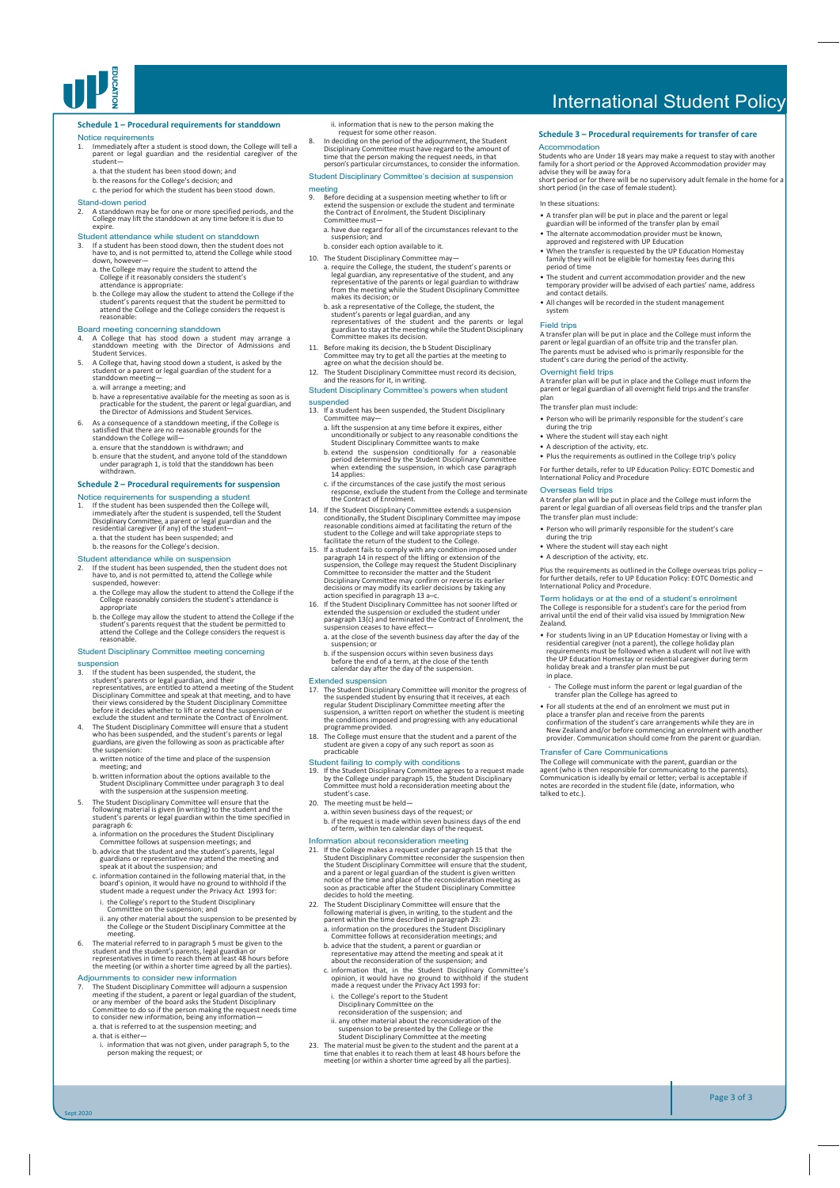# International Student Policy

## Schedule 1 – Procedural requirements for standdown

### Notice requirements

1. Immediately after a student is stood down, the College will tell a parent or legal guardian and the residential caregiver of the student—
   a. that the student has been stood down; and
   b. the reasons for the College's decision; and
   c. the period for which the student has been stood down.

### Stand-down period

2. A standdown may be for one or more specified periods, and the College may lift the standdown at any time before it is due to expire.

### Student attendance while student on standdown

3. If a student has been stood down, then the student does not have to, and is not permitted to, attend the College while stood down, however—
   a. the College may require the student to attend the College if it reasonably considers the student's attendance is appropriate:
   b. the College may allow the student to attend the College if the student's parents request that the student be permitted to attend the College and the College considers the request is reasonable:

### Board meeting concerning standdown

4. A College that has stood down a student may arrange a standdown meeting with the Director of Admissions and Student Services.
5. A College that, having stood down a student, is asked by the student or a parent or legal guardian of the student for a standdown meeting—
   a. will arrange a meeting; and
   b. have a representative available for the meeting as soon as is practicable for the student, the parent or legal guardian, and the Director of Admissions and Student Services.
6. As a consequence of a standdown meeting, if the College is satisfied that there are no reasonable grounds for the standdown the College will—
   a. ensure that the standdown is withdrawn; and
   b. ensure that the student, and anyone told of the standdown under paragraph 1, is told that the standdown has been withdrawn.

## Schedule 2 – Procedural requirements for suspension

### Notice requirements for suspending a student

1. If the student has been suspended then the College will, immediately after the student is suspended, tell the Student Disciplinary Committee, a parent or legal guardian and the residential caregiver (if any) of the student—
   a. that the student has been suspended; and
   b. the reasons for the College's decision.

### Student attendance while on suspension

2. If the student has been suspended, then the student does not have to, and is not permitted to, attend the College while suspended, however:
   a. the College may allow the student to attend the College if the College reasonably considers the student's attendance is appropriate
   b. the College may allow the student to attend the College if the student's parents request that the student be permitted to attend the College and the College considers the request is reasonable.

### Student Disciplinary Committee meeting concerning suspension

3. If the student has been suspended, the student, the student's parents or legal guardian, and their representatives, are entitled to attend a meeting of the Student Disciplinary Committee and speak at that meeting, and to have their views considered by the Student Disciplinary Committee before it decides whether to lift or extend the suspension or exclude the student and terminate the Contract of Enrolment.
4. The Student Disciplinary Committee will ensure that a student who has been suspended, and the student's parents or legal guardians, are given the following as soon as practicable after the suspension:
   a. written notice of the time and place of the suspension meeting; and
   b. written information about the options available to the Student Disciplinary Committee under paragraph 3 to deal with the suspension at the suspension meeting.
5. The Student Disciplinary Committee will ensure that the following material is given (in writing) to the student and the student's parents or legal guardian within the time specified in paragraph 6:
   a. information on the procedures the Student Disciplinary Committee follows at suspension meetings; and
   b. advice that the student and the student's parents, legal guardians or representative may attend the meeting and speak at it about the suspension; and
   c. information contained in the following material that, in the board's opinion, it would have no ground to withhold if the student made a request under the Privacy Act 1993 for:
      i. the College's report to the Student Disciplinary Committee on the suspension; and
      ii. any other material about the suspension to be presented by the College or the Student Disciplinary Committee at the meeting.
6. The material referred to in paragraph 5 must be given to the student and the student's parents, legal guardian or representatives in time to reach them at least 48 hours before the meeting (or within a shorter time agreed by all the parties).

### Adjournments to consider new information

7. The Student Disciplinary Committee will adjourn a suspension meeting if the student, a parent or legal guardian of the student, or any member of the board asks the Student Disciplinary Committee to do so if the person making the request needs time to consider new information, being any information—
   a. that is referred to at the suspension meeting; and
   a. that is either—
      i. information that was not given, under paragraph 5, to the person making the request; or
      ii. information that is new to the person making the request for some other reason.
8. In deciding on the period of the adjournment, the Student Disciplinary Committee must have regard to the amount of time that the person making the request needs, in that person's particular circumstances, to consider the information.

### Student Disciplinary Committee's decision at suspension meeting

9. Before deciding at a suspension meeting whether to lift or extend the suspension or exclude the student and terminate the Contract of Enrolment, the Student Disciplinary Committee must—
   a. have due regard for all of the circumstances relevant to the suspension; and
   b. consider each option available to it.
10. The Student Disciplinary Committee may—
    a. require the College, the student, the student's parents or legal guardian, any representative of the student, and any representative of the parents or legal guardian to withdraw from the meeting while the Student Disciplinary Committee makes its decision; or
    b. ask a representative of the College, the student, the student's parents or legal guardian, and any representatives of the student and the parents or legal guardian to stay at the meeting while the Student Disciplinary Committee makes its decision.
11. Before making its decision, the b Student Disciplinary Committee may try to get all the parties at the meeting to agree on what the decision should be.
12. The Student Disciplinary Committee must record its decision, and the reasons for it, in writing.

### Student Disciplinary Committee's powers when student suspended

13. If a student has been suspended, the Student Disciplinary Committee may—
    a. lift the suspension at any time before it expires, either unconditionally or subject to any reasonable conditions the Student Disciplinary Committee wants to make
    b. extend the suspension conditionally for a reasonable period determined by the Student Disciplinary Committee when extending the suspension, in which case paragraph 14 applies:
    c. if the circumstances of the case justify the most serious response, exclude the student from the College and terminate the Contract of Enrolment.
14. If the Student Disciplinary Committee extends a suspension conditionally, the Student Disciplinary Committee may impose reasonable conditions aimed at facilitating the return of the student to the College and will take appropriate steps to facilitate the return of the student to the College.
15. If a student fails to comply with any condition imposed under paragraph 14 in respect of the lifting or extension of the suspension, the College may request the Student Disciplinary Committee to reconsider the matter and the Student Disciplinary Committee may confirm or reverse its earlier decisions or may modify its earlier decisions by taking any action specified in paragraph 13 a–c.
16. If the Student Disciplinary Committee has not sooner lifted or extended the suspension or excluded the student under paragraph 13(c) and terminated the Contract of Enrolment, the suspension ceases to have effect—
    a. at the close of the seventh business day after the day of the suspension; or
    b. if the suspension occurs within seven business days before the end of a term, at the close of the tenth calendar day after the day of the suspension.

### Extended suspension

17. The Student Disciplinary Committee will monitor the progress of the suspended student by ensuring that it receives, at each regular Student Disciplinary Committee meeting after the suspension, a written report on whether the student is meeting the conditions imposed and progressing with any educational programme provided.
18. The College must ensure that the student and a parent of the student are given a copy of any such report as soon as practicable

### Student failing to comply with conditions

19. If the Student Disciplinary Committee agrees to a request made by the College under paragraph 15, the Student Disciplinary Committee must hold a reconsideration meeting about the student's case.
20. The meeting must be held—
    a. within seven business days of the request; or
    b. if the request is made within seven business days of the end of term, within ten calendar days of the request.

### Information about reconsideration meeting

21. If the College makes a request under paragraph 15 that the Student Disciplinary Committee reconsider the suspension then the Student Disciplinary Committee will ensure that the student, and a parent or legal guardian of the student is given written notice of the time and place of the reconsideration meeting as soon as practicable after the Student Disciplinary Committee decides to hold the meeting.
22. The Student Disciplinary Committee will ensure that the following material is given, in writing, to the student and the parent within the time described in paragraph 23:
    a. information on the procedures the Student Disciplinary Committee follows at reconsideration meetings; and
    b. advice that the student, a parent or guardian or representative may attend the meeting and speak at it about the reconsideration of the suspension; and
    c. information that, in the Student Disciplinary Committee's opinion, it would have no ground to withhold if the student made a request under the Privacy Act 1993 for:
       i. the College's report to the Student Disciplinary Committee on the reconsideration of the suspension; and
       ii. any other material about the reconsideration of the suspension to be presented by the College or the Student Disciplinary Committee at the meeting
23. The material must be given to the student and the parent at a time that enables it to reach them at least 48 hours before the meeting (or within a shorter time agreed by all the parties).

## Schedule 3 – Procedural requirements for transfer of care

### Accommodation

Students who are Under 18 years may make a request to stay with another family for a short period or the Approved Accommodation provider may advise they will be away for a short period or for there will be no supervisory adult female in the home for a short period (in the case of female student).

In these situations:

- A transfer plan will be put in place and the parent or legal guardian will be informed of the transfer plan by email
- The alternate accommodation provider must be known, approved and registered with UP Education
- When the transfer is requested by the UP Education Homestay family they will not be eligible for homestay fees during this period of time
- The student and current accommodation provider and the new temporary provider will be advised of each parties' name, address and contact details.
- All changes will be recorded in the student management system

### Field trips

A transfer plan will be put in place and the College must inform the parent or legal guardian of an offsite trip and the transfer plan. The parents must be advised who is primarily responsible for the student's care during the period of the activity.

### Overnight field trips

A transfer plan will be put in place and the College must inform the parent or legal guardian of all overnight field trips and the transfer plan

The transfer plan must include:

- Person who will be primarily responsible for the student's care during the trip
- Where the student will stay each night
- A description of the activity, etc.
- Plus the requirements as outlined in the College trip's policy

For further details, refer to UP Education Policy: EOTC Domestic and International Policy and Procedure

### Overseas field trips

A transfer plan will be put in place and the College must inform the parent or legal guardian of all overseas field trips and the transfer plan

The transfer plan must include:

- Person who will primarily responsible for the student's care during the trip
- Where the student will stay each night
- A description of the activity, etc.

Plus the requirements as outlined in the College overseas trips policy – for further details, refer to UP Education Policy: EOTC Domestic and International Policy and Procedure.

### Term holidays or at the end of a student's enrolment

The College is responsible for a student's care for the period from arrival until the end of their valid visa issued by Immigration New Zealand.

- For students living in an UP Education Homestay or living with a residential caregiver (not a parent), the college holiday plan requirements must be followed when a student will not live with the UP Education Homestay or residential caregiver during term holiday break and a transfer plan must be put in place.
  - The College must inform the parent or legal guardian of the transfer plan the College has agreed to
- For all students at the end of an enrolment we must put in place a transfer plan and receive from the parents confirmation of the student's care arrangements while they are in New Zealand and/or before commencing an enrolment with another provider. Communication should come from the parent or guardian.

### Transfer of Care Communications

The College will communicate with the parent, guardian or the agent (who is then responsible for communicating to the parents). Communication is ideally by email or letter; verbal is acceptable if notes are recorded in the student file (date, information, who talked to etc.).

Sept 2020